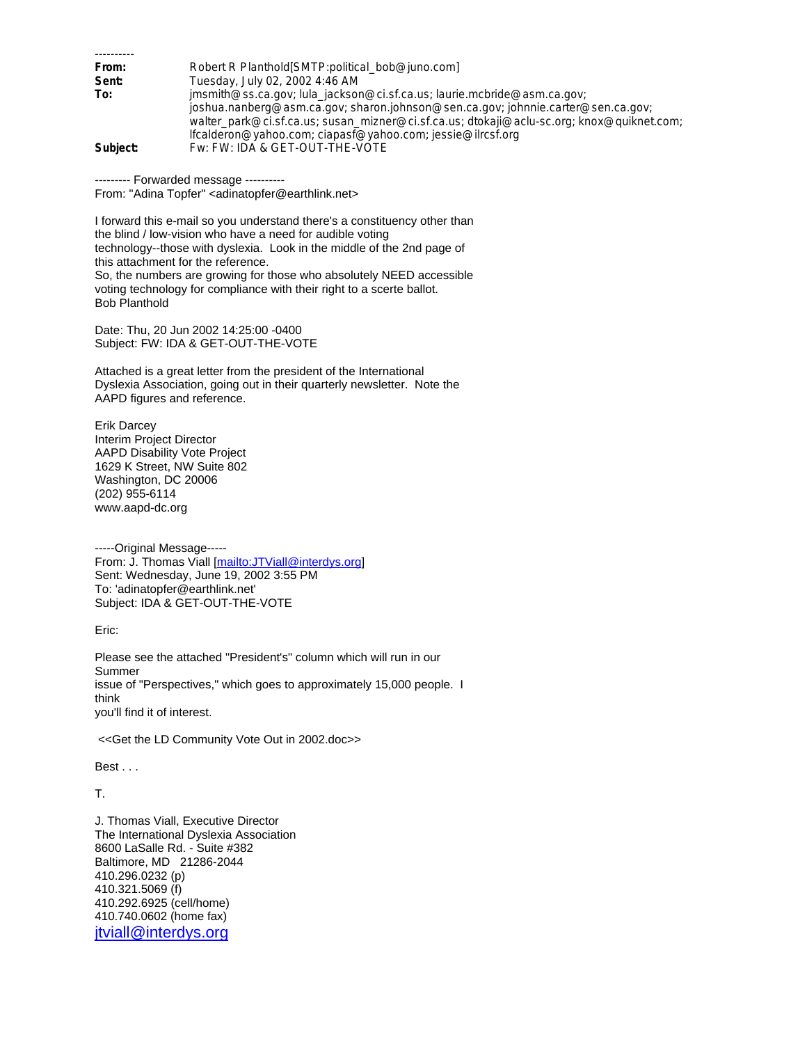----------

**From:** Robert R Planthold[SMTP:political_bob@juno.com]
**Sent:** Tuesday, July 02, 2002 4:46 AM
**To:** jmsmith@ss.ca.gov; lula_jackson@ci.sf.ca.us; laurie.mcbride@asm.ca.gov; joshua.nanberg@asm.ca.gov; sharon.johnson@sen.ca.gov; johnnie.carter@sen.ca.gov; walter_park@ci.sf.ca.us; susan_mizner@ci.sf.ca.us; dtokaji@aclu-sc.org; knox@quiknet.com; lfcalderon@yahoo.com; ciapasf@yahoo.com; jessie@ilrcsf.org
**Subject:** Fw: FW: IDA & GET-OUT-THE-VOTE

--------- Forwarded message ----------
From: "Adina Topfer" <adinatopfer@earthlink.net>

I forward this e-mail so you understand there's a constituency other than
the blind / low-vision who have a need for audible voting
technology--those with dyslexia. Look in the middle of the 2nd page of
this attachment for the reference.
So, the numbers are growing for those who absolutely NEED accessible
voting technology for compliance with their right to a scerte ballot.
Bob Planthold

Date: Thu, 20 Jun 2002 14:25:00 -0400
Subject: FW: IDA & GET-OUT-THE-VOTE

Attached is a great letter from the president of the International
Dyslexia Association, going out in their quarterly newsletter. Note the
AAPD figures and reference.

Erik Darcey
Interim Project Director
AAPD Disability Vote Project
1629 K Street, NW Suite 802
Washington, DC 20006
(202) 955-6114
www.aapd-dc.org

-----Original Message-----
From: J. Thomas Viall [mailto:JTViall@interdys.org]
Sent: Wednesday, June 19, 2002 3:55 PM
To: 'adinatopfer@earthlink.net'
Subject: IDA & GET-OUT-THE-VOTE

Eric:

Please see the attached "President's" column which will run in our
Summer
issue of "Perspectives," which goes to approximately 15,000 people. I
think
you'll find it of interest.

<<Get the LD Community Vote Out in 2002.doc>>

Best . . .

T.

J. Thomas Viall, Executive Director
The International Dyslexia Association
8600 LaSalle Rd. - Suite #382
Baltimore, MD 21286-2044
410.296.0232 (p)
410.321.5069 (f)
410.292.6925 (cell/home)
410.740.0602 (home fax)
jtviall@interdys.org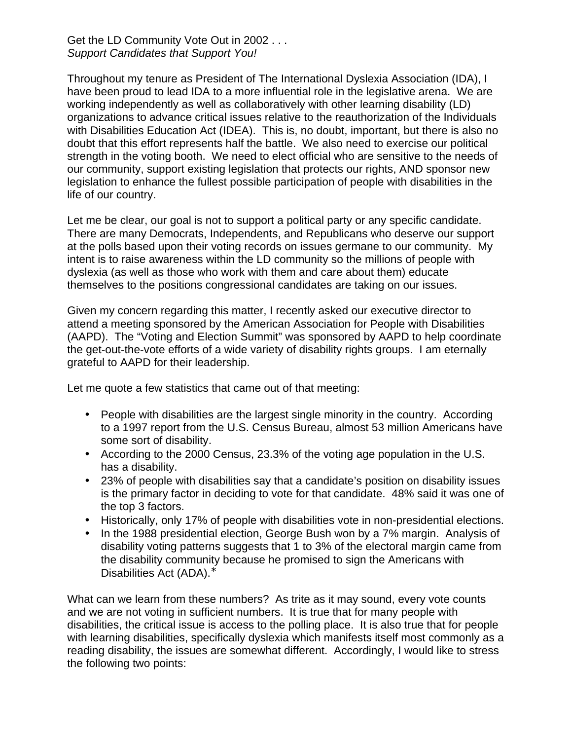Get the LD Community Vote Out in 2002 . . .
*Support Candidates that Support You!*

Throughout my tenure as President of The International Dyslexia Association (IDA), I have been proud to lead IDA to a more influential role in the legislative arena. We are working independently as well as collaboratively with other learning disability (LD) organizations to advance critical issues relative to the reauthorization of the Individuals with Disabilities Education Act (IDEA). This is, no doubt, important, but there is also no doubt that this effort represents half the battle. We also need to exercise our political strength in the voting booth. We need to elect official who are sensitive to the needs of our community, support existing legislation that protects our rights, AND sponsor new legislation to enhance the fullest possible participation of people with disabilities in the life of our country.

Let me be clear, our goal is not to support a political party or any specific candidate. There are many Democrats, Independents, and Republicans who deserve our support at the polls based upon their voting records on issues germane to our community. My intent is to raise awareness within the LD community so the millions of people with dyslexia (as well as those who work with them and care about them) educate themselves to the positions congressional candidates are taking on our issues.

Given my concern regarding this matter, I recently asked our executive director to attend a meeting sponsored by the American Association for People with Disabilities (AAPD). The "Voting and Election Summit" was sponsored by AAPD to help coordinate the get-out-the-vote efforts of a wide variety of disability rights groups. I am eternally grateful to AAPD for their leadership.

Let me quote a few statistics that came out of that meeting:

- People with disabilities are the largest single minority in the country. According to a 1997 report from the U.S. Census Bureau, almost 53 million Americans have some sort of disability.
- According to the 2000 Census, 23.3% of the voting age population in the U.S. has a disability.
- 23% of people with disabilities say that a candidate's position on disability issues is the primary factor in deciding to vote for that candidate. 48% said it was one of the top 3 factors.
- Historically, only 17% of people with disabilities vote in non-presidential elections.
- In the 1988 presidential election, George Bush won by a 7% margin. Analysis of disability voting patterns suggests that 1 to 3% of the electoral margin came from the disability community because he promised to sign the Americans with Disabilities Act (ADA).*

What can we learn from these numbers? As trite as it may sound, every vote counts and we are not voting in sufficient numbers. It is true that for many people with disabilities, the critical issue is access to the polling place. It is also true that for people with learning disabilities, specifically dyslexia which manifests itself most commonly as a reading disability, the issues are somewhat different. Accordingly, I would like to stress the following two points: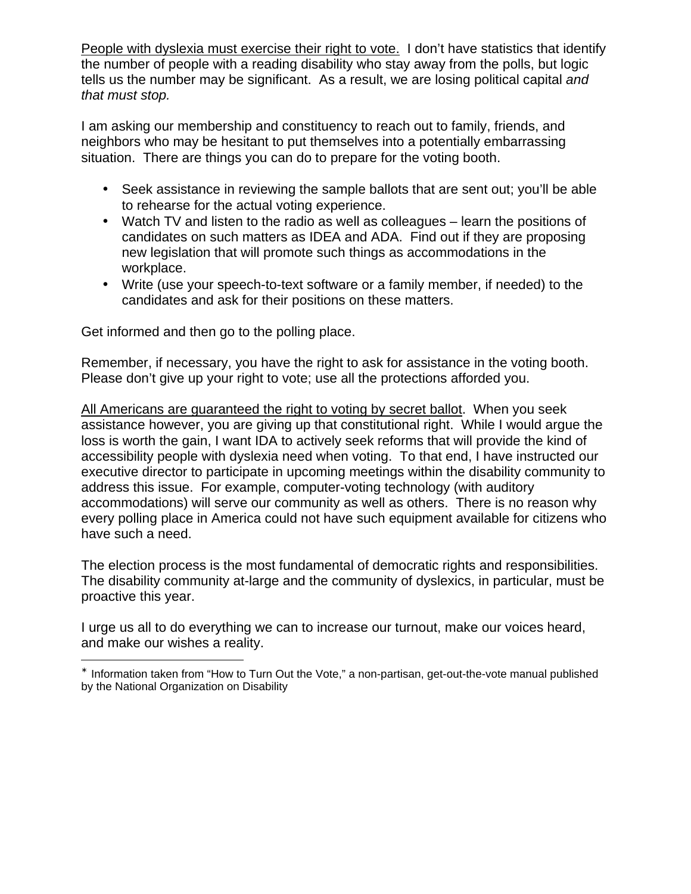<u>People with dyslexia must exercise their right to vote.</u> I don't have statistics that identify the number of people with a reading disability who stay away from the polls, but logic tells us the number may be significant. As a result, we are losing political capital *and that must stop.*

I am asking our membership and constituency to reach out to family, friends, and neighbors who may be hesitant to put themselves into a potentially embarrassing situation. There are things you can do to prepare for the voting booth.

- Seek assistance in reviewing the sample ballots that are sent out; you'll be able to rehearse for the actual voting experience.
- Watch TV and listen to the radio as well as colleagues – learn the positions of candidates on such matters as IDEA and ADA. Find out if they are proposing new legislation that will promote such things as accommodations in the workplace.
- Write (use your speech-to-text software or a family member, if needed) to the candidates and ask for their positions on these matters.

Get informed and then go to the polling place.

Remember, if necessary, you have the right to ask for assistance in the voting booth. Please don't give up your right to vote; use all the protections afforded you.

<u>All Americans are guaranteed the right to voting by secret ballot</u>. When you seek assistance however, you are giving up that constitutional right. While I would argue the loss is worth the gain, I want IDA to actively seek reforms that will provide the kind of accessibility people with dyslexia need when voting. To that end, I have instructed our executive director to participate in upcoming meetings within the disability community to address this issue. For example, computer-voting technology (with auditory accommodations) will serve our community as well as others. There is no reason why every polling place in America could not have such equipment available for citizens who have such a need.

The election process is the most fundamental of democratic rights and responsibilities. The disability community at-large and the community of dyslexics, in particular, must be proactive this year.

I urge us all to do everything we can to increase our turnout, make our voices heard, and make our wishes a reality.

---

* Information taken from "How to Turn Out the Vote," a non-partisan, get-out-the-vote manual published by the National Organization on Disability